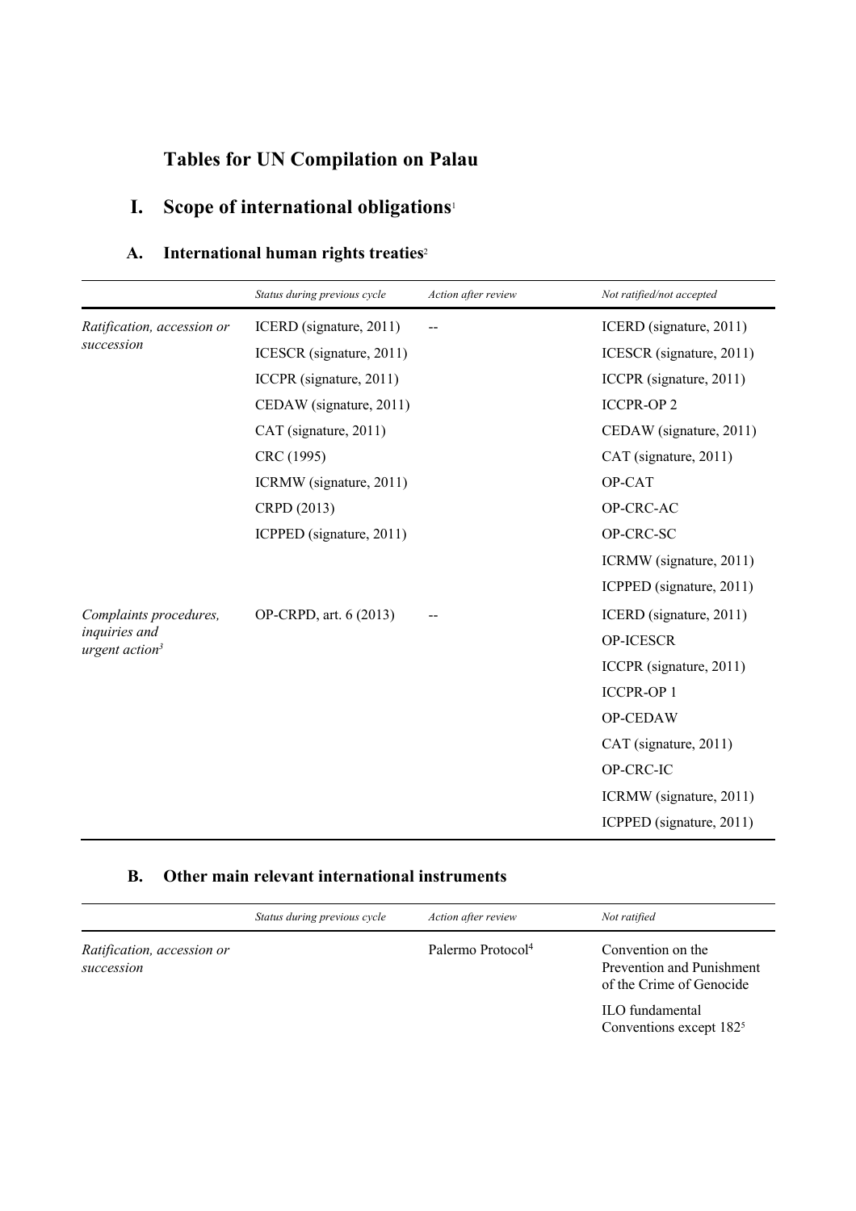# Tables for UN Compilation on Palau

## I. Scope of international obligations[1]

### A. International human rights treaties[2]

| | *Status during previous cycle* | *Action after review* | *Not ratified/not accepted* |
|---|---|---|---|
| *Ratification, accession or succession* | ICERD (signature, 2011) | -- | ICERD (signature, 2011) |
| | ICESCR (signature, 2011) | | ICESCR (signature, 2011) |
| | ICCPR (signature, 2011) | | ICCPR (signature, 2011) |
| | CEDAW (signature, 2011) | | ICCPR-OP 2 |
| | CAT (signature, 2011) | | CEDAW (signature, 2011) |
| | CRC (1995) | | CAT (signature, 2011) |
| | ICRMW (signature, 2011) | | OP-CAT |
| | CRPD (2013) | | OP-CRC-AC |
| | ICPPED (signature, 2011) | | OP-CRC-SC |
| | | | ICRMW (signature, 2011) |
| | | | ICPPED (signature, 2011) |
| *Complaints procedures, inquiries and urgent action*[3] | OP-CRPD, art. 6 (2013) | -- | ICERD (signature, 2011) |
| | | | OP-ICESCR |
| | | | ICCPR (signature, 2011) |
| | | | ICCPR-OP 1 |
| | | | OP-CEDAW |
| | | | CAT (signature, 2011) |
| | | | OP-CRC-IC |
| | | | ICRMW (signature, 2011) |
| | | | ICPPED (signature, 2011) |

### B. Other main relevant international instruments

| | *Status during previous cycle* | *Action after review* | *Not ratified* |
|---|---|---|---|
| *Ratification, accession or succession* | | Palermo Protocol[4] | Convention on the Prevention and Punishment of the Crime of Genocide |
| | | | ILO fundamental Conventions except 182[5] |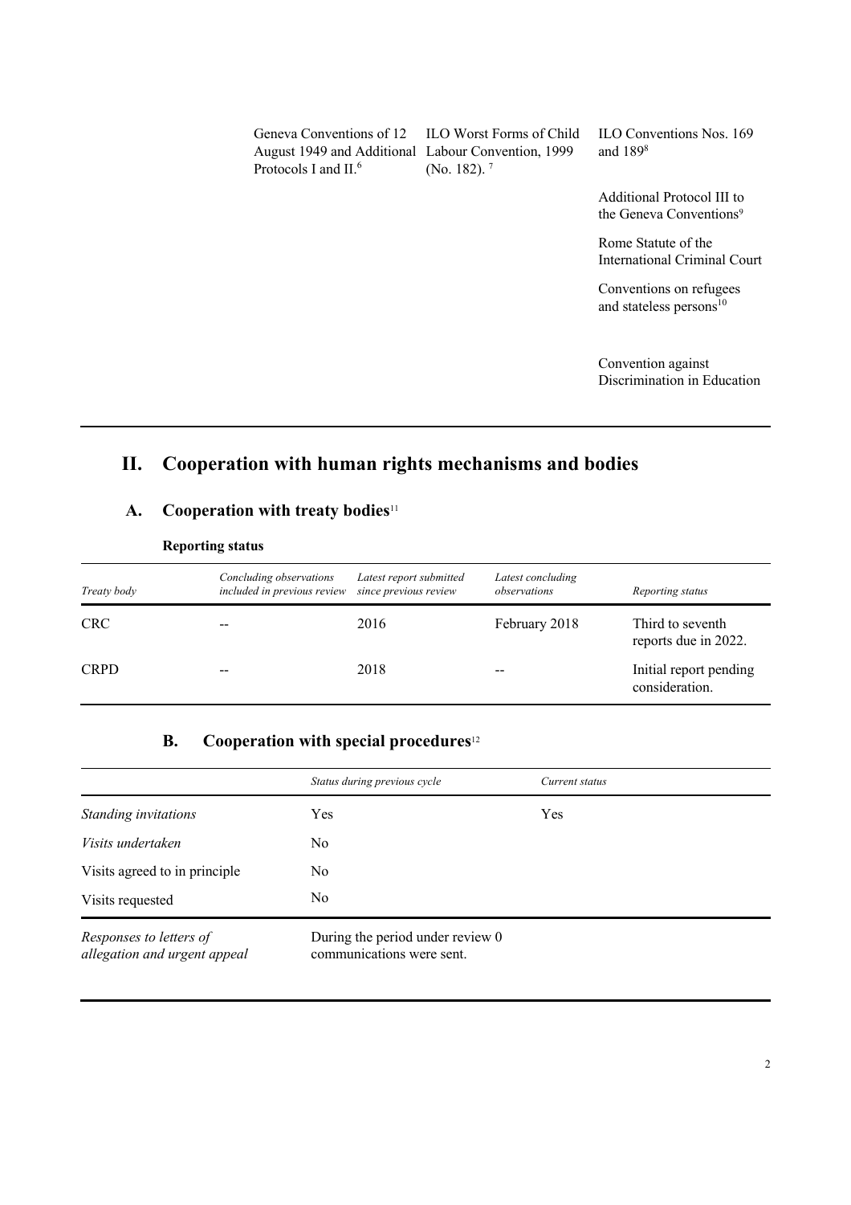| | | | |
|---|---|---|---|
| | Geneva Conventions of 12 August 1949 and Additional Protocols I and II.[6] | ILO Worst Forms of Child Labour Convention, 1999 (No. 182).[7] | ILO Conventions Nos. 169 and 189[8] |
| | | | Additional Protocol III to the Geneva Conventions[9] |
| | | | Rome Statute of the International Criminal Court |
| | | | Conventions on refugees and stateless persons[10] |
| | | | Convention against Discrimination in Education |

# II. Cooperation with human rights mechanisms and bodies

## A. Cooperation with treaty bodies[11]

**Reporting status**

| *Treaty body* | *Concluding observations included in previous review* | *Latest report submitted since previous review* | *Latest concluding observations* | *Reporting status* |
|---|---|---|---|---|
| CRC | -- | 2016 | February 2018 | Third to seventh reports due in 2022. |
| CRPD | -- | 2018 | -- | Initial report pending consideration. |

## B. Cooperation with special procedures[12]

| | *Status during previous cycle* | *Current status* |
|---|---|---|
| *Standing invitations* | Yes | Yes |
| *Visits undertaken* | No | |
| Visits agreed to in principle | No | |
| Visits requested | No | |
| *Responses to letters of allegation and urgent appeal* | During the period under review 0 communications were sent. | |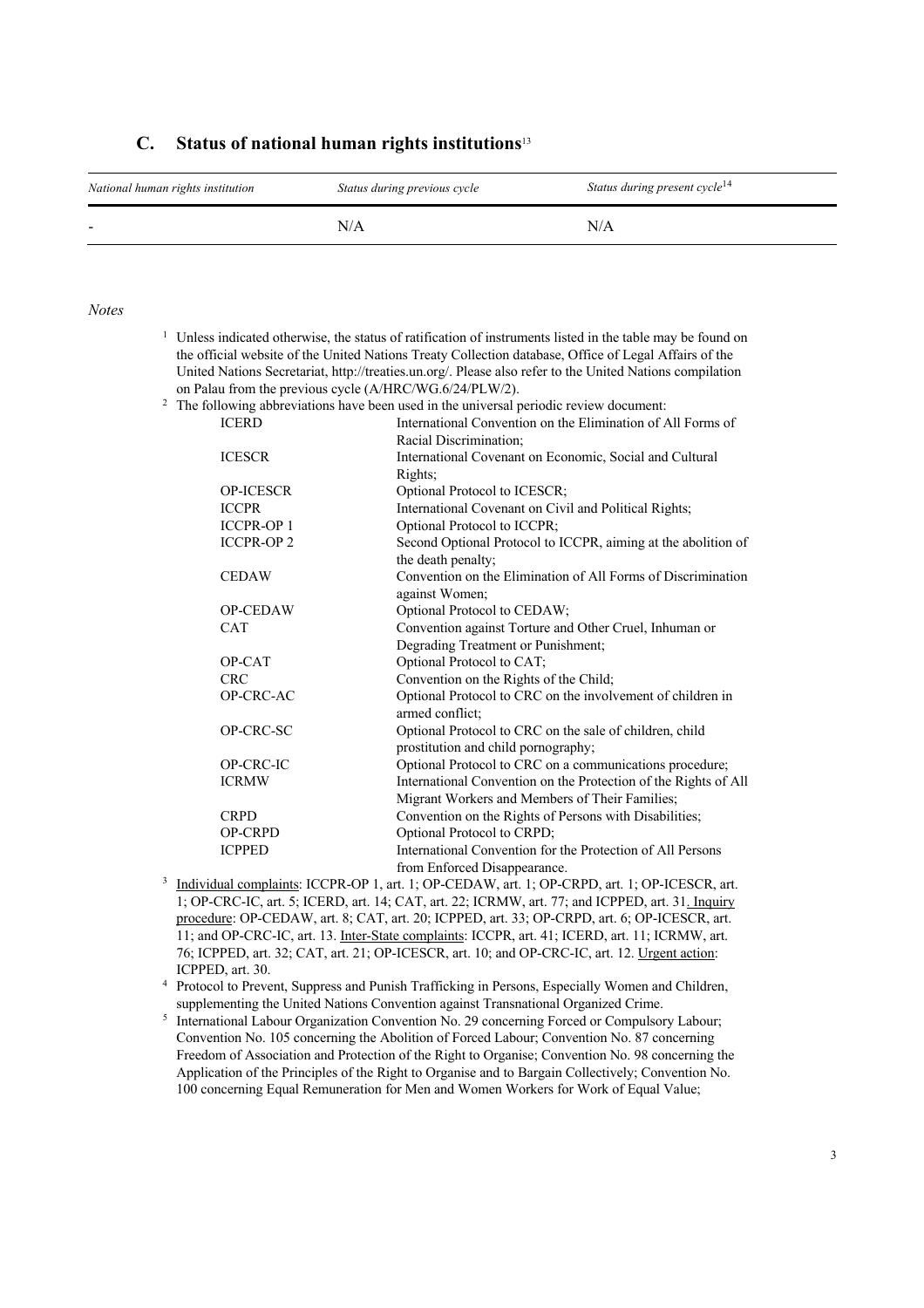## C. Status of national human rights institutions[13]

| *National human rights institution* | *Status during previous cycle* | *Status during present cycle*[14] |
|---|---|---|
| - | N/A | N/A |

*Notes*

[1] Unless indicated otherwise, the status of ratification of instruments listed in the table may be found on the official website of the United Nations Treaty Collection database, Office of Legal Affairs of the United Nations Secretariat, http://treaties.un.org/. Please also refer to the United Nations compilation on Palau from the previous cycle (A/HRC/WG.6/24/PLW/2).

[2] The following abbreviations have been used in the universal periodic review document:

| | |
|---|---|
| ICERD | International Convention on the Elimination of All Forms of Racial Discrimination; |
| ICESCR | International Covenant on Economic, Social and Cultural Rights; |
| OP-ICESCR | Optional Protocol to ICESCR; |
| ICCPR | International Covenant on Civil and Political Rights; |
| ICCPR-OP 1 | Optional Protocol to ICCPR; |
| ICCPR-OP 2 | Second Optional Protocol to ICCPR, aiming at the abolition of the death penalty; |
| CEDAW | Convention on the Elimination of All Forms of Discrimination against Women; |
| OP-CEDAW | Optional Protocol to CEDAW; |
| CAT | Convention against Torture and Other Cruel, Inhuman or Degrading Treatment or Punishment; |
| OP-CAT | Optional Protocol to CAT; |
| CRC | Convention on the Rights of the Child; |
| OP-CRC-AC | Optional Protocol to CRC on the involvement of children in armed conflict; |
| OP-CRC-SC | Optional Protocol to CRC on the sale of children, child prostitution and child pornography; |
| OP-CRC-IC | Optional Protocol to CRC on a communications procedure; |
| ICRMW | International Convention on the Protection of the Rights of All Migrant Workers and Members of Their Families; |
| CRPD | Convention on the Rights of Persons with Disabilities; |
| OP-CRPD | Optional Protocol to CRPD; |
| ICPPED | International Convention for the Protection of All Persons from Enforced Disappearance. |

[3] Individual complaints: ICCPR-OP 1, art. 1; OP-CEDAW, art. 1; OP-CRPD, art. 1; OP-ICESCR, art. 1; OP-CRC-IC, art. 5; ICERD, art. 14; CAT, art. 22; ICRMW, art. 77; and ICPPED, art. 31. Inquiry procedure: OP-CEDAW, art. 8; CAT, art. 20; ICPPED, art. 33; OP-CRPD, art. 6; OP-ICESCR, art. 11; and OP-CRC-IC, art. 13. Inter-State complaints: ICCPR, art. 41; ICERD, art. 11; ICRMW, art. 76; ICPPED, art. 32; CAT, art. 21; OP-ICESCR, art. 10; and OP-CRC-IC, art. 12. Urgent action: ICPPED, art. 30.

[4] Protocol to Prevent, Suppress and Punish Trafficking in Persons, Especially Women and Children, supplementing the United Nations Convention against Transnational Organized Crime.

[5] International Labour Organization Convention No. 29 concerning Forced or Compulsory Labour; Convention No. 105 concerning the Abolition of Forced Labour; Convention No. 87 concerning Freedom of Association and Protection of the Right to Organise; Convention No. 98 concerning the Application of the Principles of the Right to Organise and to Bargain Collectively; Convention No. 100 concerning Equal Remuneration for Men and Women Workers for Work of Equal Value;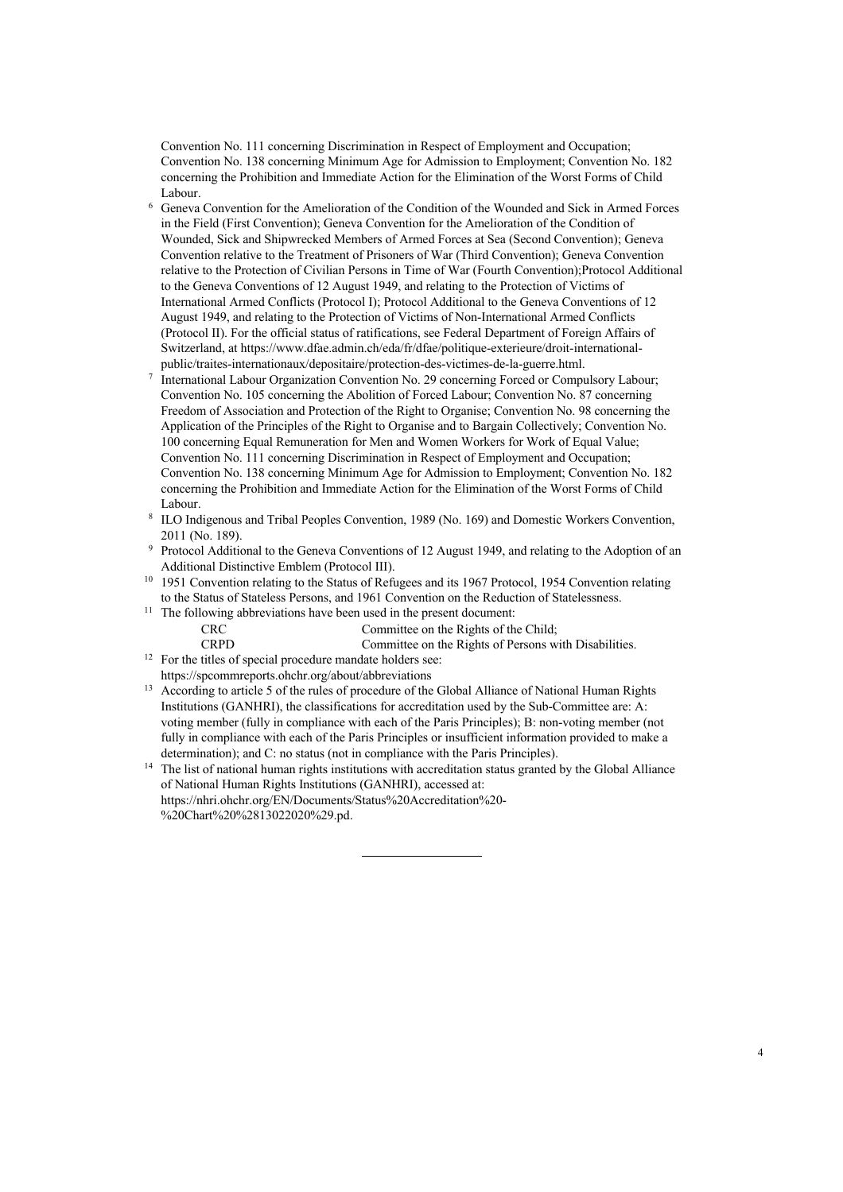Convention No. 111 concerning Discrimination in Respect of Employment and Occupation; Convention No. 138 concerning Minimum Age for Admission to Employment; Convention No. 182 concerning the Prohibition and Immediate Action for the Elimination of the Worst Forms of Child Labour.

[6] Geneva Convention for the Amelioration of the Condition of the Wounded and Sick in Armed Forces in the Field (First Convention); Geneva Convention for the Amelioration of the Condition of Wounded, Sick and Shipwrecked Members of Armed Forces at Sea (Second Convention); Geneva Convention relative to the Treatment of Prisoners of War (Third Convention); Geneva Convention relative to the Protection of Civilian Persons in Time of War (Fourth Convention);Protocol Additional to the Geneva Conventions of 12 August 1949, and relating to the Protection of Victims of International Armed Conflicts (Protocol I); Protocol Additional to the Geneva Conventions of 12 August 1949, and relating to the Protection of Victims of Non-International Armed Conflicts (Protocol II). For the official status of ratifications, see Federal Department of Foreign Affairs of Switzerland, at https://www.dfae.admin.ch/eda/fr/dfae/politique-exterieure/droit-international-public/traites-internationaux/depositaire/protection-des-victimes-de-la-guerre.html.

[7] International Labour Organization Convention No. 29 concerning Forced or Compulsory Labour; Convention No. 105 concerning the Abolition of Forced Labour; Convention No. 87 concerning Freedom of Association and Protection of the Right to Organise; Convention No. 98 concerning the Application of the Principles of the Right to Organise and to Bargain Collectively; Convention No. 100 concerning Equal Remuneration for Men and Women Workers for Work of Equal Value; Convention No. 111 concerning Discrimination in Respect of Employment and Occupation; Convention No. 138 concerning Minimum Age for Admission to Employment; Convention No. 182 concerning the Prohibition and Immediate Action for the Elimination of the Worst Forms of Child Labour.

[8] ILO Indigenous and Tribal Peoples Convention, 1989 (No. 169) and Domestic Workers Convention, 2011 (No. 189).

[9] Protocol Additional to the Geneva Conventions of 12 August 1949, and relating to the Adoption of an Additional Distinctive Emblem (Protocol III).

[10] 1951 Convention relating to the Status of Refugees and its 1967 Protocol, 1954 Convention relating to the Status of Stateless Persons, and 1961 Convention on the Reduction of Statelessness.

[11] The following abbreviations have been used in the present document:

| | |
|---|---|
| CRC | Committee on the Rights of the Child; |
| CRPD | Committee on the Rights of Persons with Disabilities. |

[12] For the titles of special procedure mandate holders see: https://spcommreports.ohchr.org/about/abbreviations

[13] According to article 5 of the rules of procedure of the Global Alliance of National Human Rights Institutions (GANHRI), the classifications for accreditation used by the Sub-Committee are: A: voting member (fully in compliance with each of the Paris Principles); B: non-voting member (not fully in compliance with each of the Paris Principles or insufficient information provided to make a determination); and C: no status (not in compliance with the Paris Principles).

[14] The list of national human rights institutions with accreditation status granted by the Global Alliance of National Human Rights Institutions (GANHRI), accessed at: https://nhri.ohchr.org/EN/Documents/Status%20Accreditation%20-%20Chart%20%2813022020%29.pd.